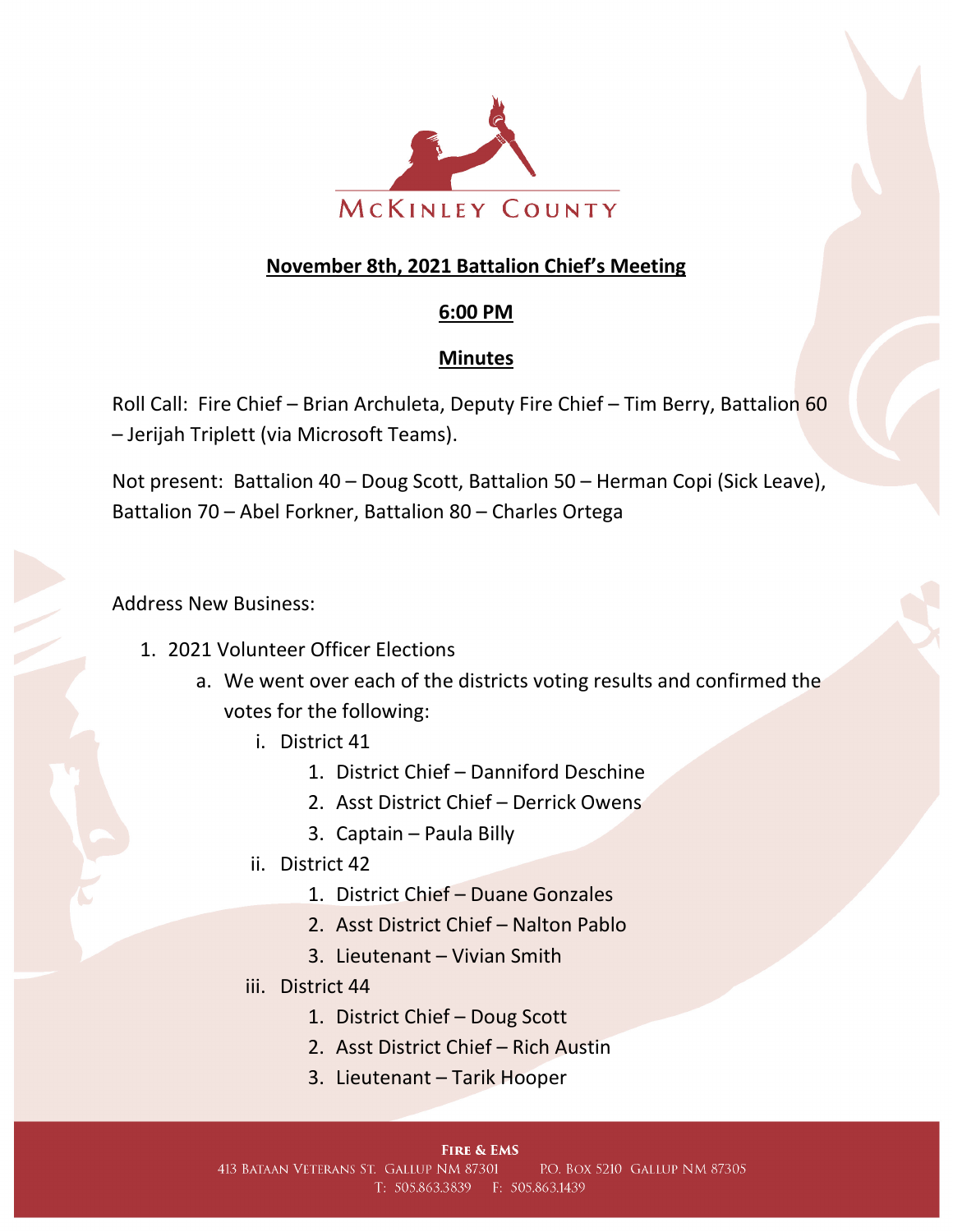MCKINLEY COUNTY

**November 8th, 2021 Battalion Chief's Meeting**

**6:00 PM**

**Minutes**

Roll Call: Fire Chief – Brian Archuleta, Deputy Fire Chief – Tim Berry, Battalion 60 – Jerijah Triplett (via Microsoft Teams).

Not present: Battalion 40 – Doug Scott, Battalion 50 – Herman Copi (Sick Leave), Battalion 70 – Abel Forkner, Battalion 80 – Charles Ortega

Address New Business:

1. 2021 Volunteer Officer Elections
   a. We went over each of the districts voting results and confirmed the votes for the following:
      i. District 41
         1. District Chief – Danniford Deschine
         2. Asst District Chief – Derrick Owens
         3. Captain – Paula Billy
      ii. District 42
         1. District Chief – Duane Gonzales
         2. Asst District Chief – Nalton Pablo
         3. Lieutenant – Vivian Smith
      iii. District 44
         1. District Chief – Doug Scott
         2. Asst District Chief – Rich Austin
         3. Lieutenant – Tarik Hooper

**Fire & EMS**
413 Bataan Veterans St. Gallup NM 87301 P.O. Box 5210 Gallup NM 87305
T: 505.863.3839 F: 505.863.1439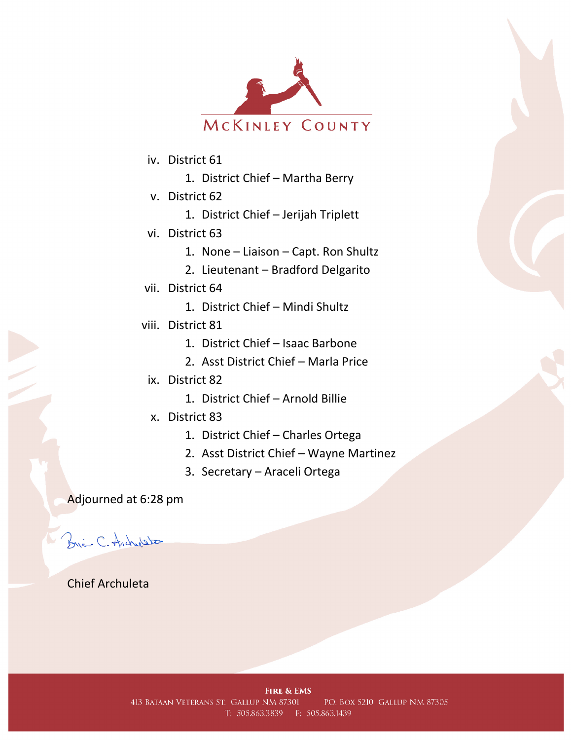iv. District 61
   1. District Chief – Martha Berry
v. District 62
   1. District Chief – Jerijah Triplett
vi. District 63
   1. None – Liaison – Capt. Ron Shultz
   2. Lieutenant – Bradford Delgarito
vii. District 64
   1. District Chief – Mindi Shultz
viii. District 81
   1. District Chief – Isaac Barbone
   2. Asst District Chief – Marla Price
ix. District 82
   1. District Chief – Arnold Billie
x. District 83
   1. District Chief – Charles Ortega
   2. Asst District Chief – Wayne Martinez
   3. Secretary – Araceli Ortega

Adjourned at 6:28 pm

Chief Archuleta